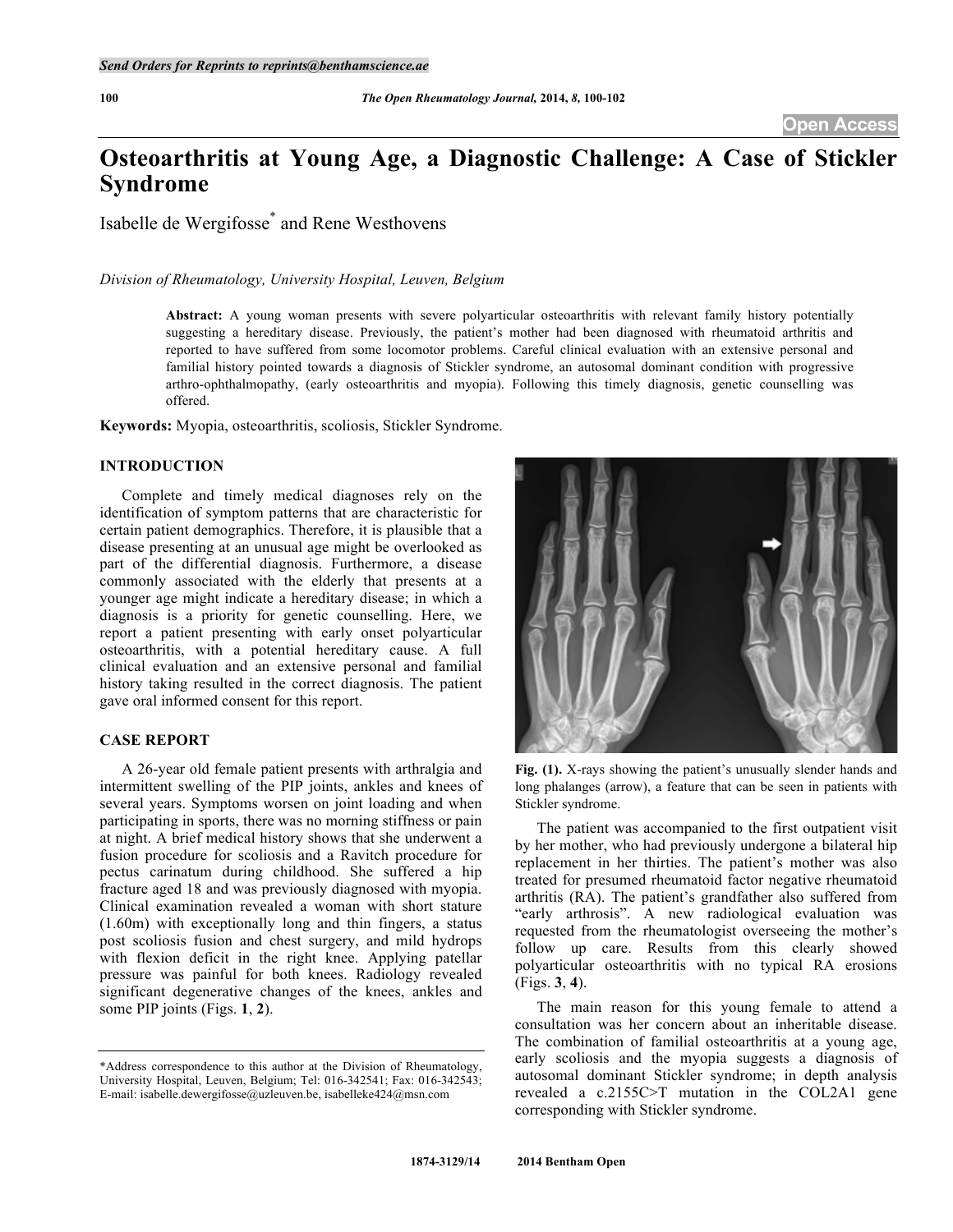# Osteoarthritis at Young Age, a Diagnostic Challenge: A Case of Stickler Syndrome

Isabelle de Wergifosse* and Rene Westhovens

*Division of Rheumatology, University Hospital, Leuven, Belgium*

**Abstract:** A young woman presents with severe polyarticular osteoarthritis with relevant family history potentially suggesting a hereditary disease. Previously, the patient's mother had been diagnosed with rheumatoid arthritis and reported to have suffered from some locomotor problems. Careful clinical evaluation with an extensive personal and familial history pointed towards a diagnosis of Stickler syndrome, an autosomal dominant condition with progressive arthro-ophthalmopathy, (early osteoarthritis and myopia). Following this timely diagnosis, genetic counselling was offered.

**Keywords:** Myopia, osteoarthritis, scoliosis, Stickler Syndrome.

## INTRODUCTION

Complete and timely medical diagnoses rely on the identification of symptom patterns that are characteristic for certain patient demographics. Therefore, it is plausible that a disease presenting at an unusual age might be overlooked as part of the differential diagnosis. Furthermore, a disease commonly associated with the elderly that presents at a younger age might indicate a hereditary disease; in which a diagnosis is a priority for genetic counselling. Here, we report a patient presenting with early onset polyarticular osteoarthritis, with a potential hereditary cause. A full clinical evaluation and an extensive personal and familial history taking resulted in the correct diagnosis. The patient gave oral informed consent for this report.

## CASE REPORT

A 26-year old female patient presents with arthralgia and intermittent swelling of the PIP joints, ankles and knees of several years. Symptoms worsen on joint loading and when participating in sports, there was no morning stiffness or pain at night. A brief medical history shows that she underwent a fusion procedure for scoliosis and a Ravitch procedure for pectus carinatum during childhood. She suffered a hip fracture aged 18 and was previously diagnosed with myopia. Clinical examination revealed a woman with short stature (1.60m) with exceptionally long and thin fingers, a status post scoliosis fusion and chest surgery, and mild hydrops with flexion deficit in the right knee. Applying patellar pressure was painful for both knees. Radiology revealed significant degenerative changes of the knees, ankles and some PIP joints (Figs. **1**, **2**).

**Fig. (1).** X-rays showing the patient's unusually slender hands and long phalanges (arrow), a feature that can be seen in patients with Stickler syndrome.

The patient was accompanied to the first outpatient visit by her mother, who had previously undergone a bilateral hip replacement in her thirties. The patient's mother was also treated for presumed rheumatoid factor negative rheumatoid arthritis (RA). The patient's grandfather also suffered from "early arthrosis". A new radiological evaluation was requested from the rheumatologist overseeing the mother's follow up care. Results from this clearly showed polyarticular osteoarthritis with no typical RA erosions (Figs. **3**, **4**).

The main reason for this young female to attend a consultation was her concern about an inheritable disease. The combination of familial osteoarthritis at a young age, early scoliosis and the myopia suggests a diagnosis of autosomal dominant Stickler syndrome; in depth analysis revealed a c.2155C>T mutation in the COL2A1 gene corresponding with Stickler syndrome.

*Address correspondence to this author at the Division of Rheumatology, University Hospital, Leuven, Belgium; Tel: 016-342541; Fax: 016-342543; E-mail: isabelle.dewergifosse@uzleuven.be, isabelleke424@msn.com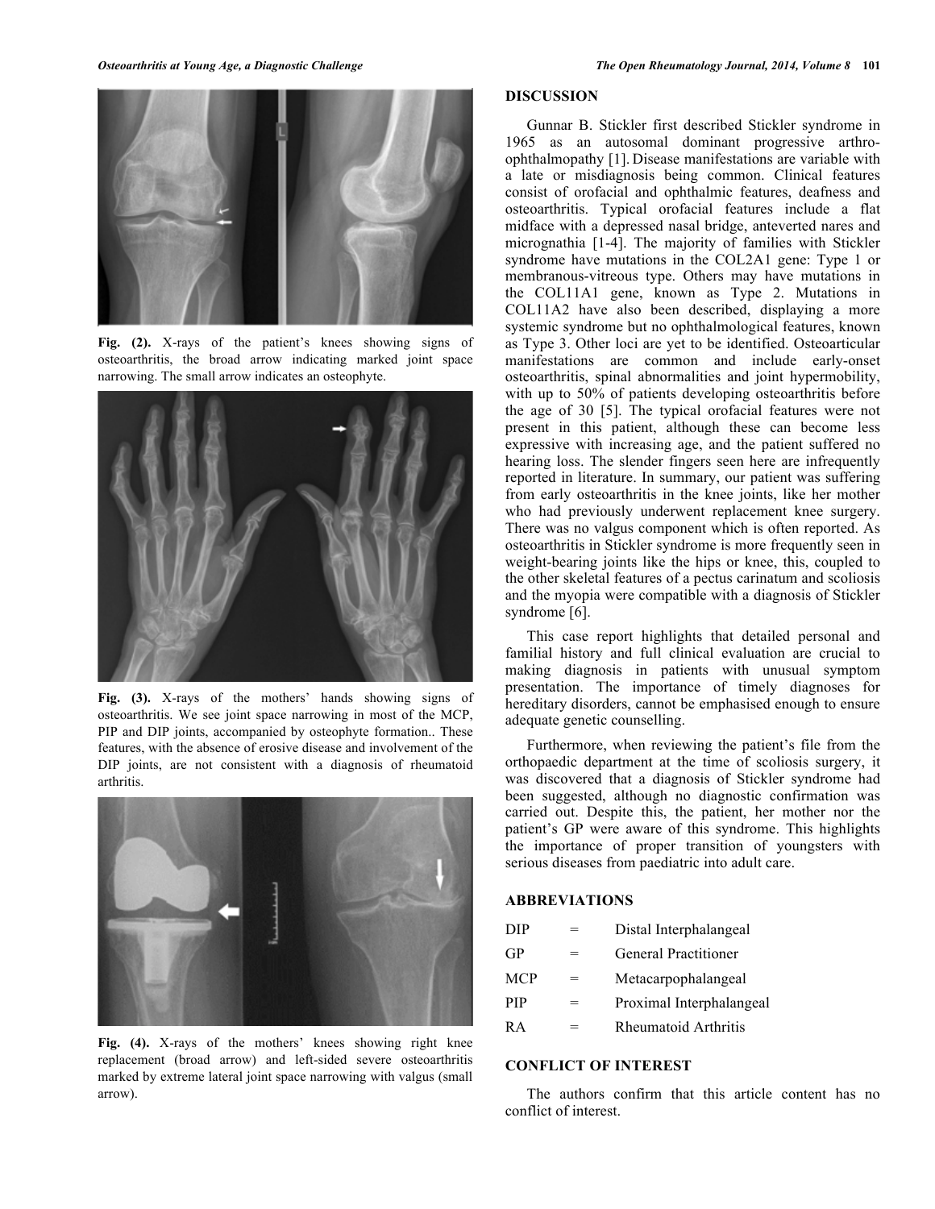Fig. (2). X-rays of the patient's knees showing signs of osteoarthritis, the broad arrow indicating marked joint space narrowing. The small arrow indicates an osteophyte.

Fig. (3). X-rays of the mothers' hands showing signs of osteoarthritis. We see joint space narrowing in most of the MCP, PIP and DIP joints, accompanied by osteophyte formation.. These features, with the absence of erosive disease and involvement of the DIP joints, are not consistent with a diagnosis of rheumatoid arthritis.

Fig. (4). X-rays of the mothers' knees showing right knee replacement (broad arrow) and left-sided severe osteoarthritis marked by extreme lateral joint space narrowing with valgus (small arrow).

## DISCUSSION

Gunnar B. Stickler first described Stickler syndrome in 1965 as an autosomal dominant progressive arthro-ophthalmopathy [1]. Disease manifestations are variable with a late or misdiagnosis being common. Clinical features consist of orofacial and ophthalmic features, deafness and osteoarthritis. Typical orofacial features include a flat midface with a depressed nasal bridge, anteverted nares and micrognathia [1-4]. The majority of families with Stickler syndrome have mutations in the COL2A1 gene: Type 1 or membranous-vitreous type. Others may have mutations in the COL11A1 gene, known as Type 2. Mutations in COL11A2 have also been described, displaying a more systemic syndrome but no ophthalmological features, known as Type 3. Other loci are yet to be identified. Osteoarticular manifestations are common and include early-onset osteoarthritis, spinal abnormalities and joint hypermobility, with up to 50% of patients developing osteoarthritis before the age of 30 [5]. The typical orofacial features were not present in this patient, although these can become less expressive with increasing age, and the patient suffered no hearing loss. The slender fingers seen here are infrequently reported in literature. In summary, our patient was suffering from early osteoarthritis in the knee joints, like her mother who had previously underwent replacement knee surgery. There was no valgus component which is often reported. As osteoarthritis in Stickler syndrome is more frequently seen in weight-bearing joints like the hips or knee, this, coupled to the other skeletal features of a pectus carinatum and scoliosis and the myopia were compatible with a diagnosis of Stickler syndrome [6].

This case report highlights that detailed personal and familial history and full clinical evaluation are crucial to making diagnosis in patients with unusual symptom presentation. The importance of timely diagnoses for hereditary disorders, cannot be emphasised enough to ensure adequate genetic counselling.

Furthermore, when reviewing the patient's file from the orthopaedic department at the time of scoliosis surgery, it was discovered that a diagnosis of Stickler syndrome had been suggested, although no diagnostic confirmation was carried out. Despite this, the patient, her mother nor the patient's GP were aware of this syndrome. This highlights the importance of proper transition of youngsters with serious diseases from paediatric into adult care.

## ABBREVIATIONS

| | | |
|---|---|---|
| DIP | = | Distal Interphalangeal |
| GP | = | General Practitioner |
| MCP | = | Metacarpophalangeal |
| PIP | = | Proximal Interphalangeal |
| RA | = | Rheumatoid Arthritis |

## CONFLICT OF INTEREST

The authors confirm that this article content has no conflict of interest.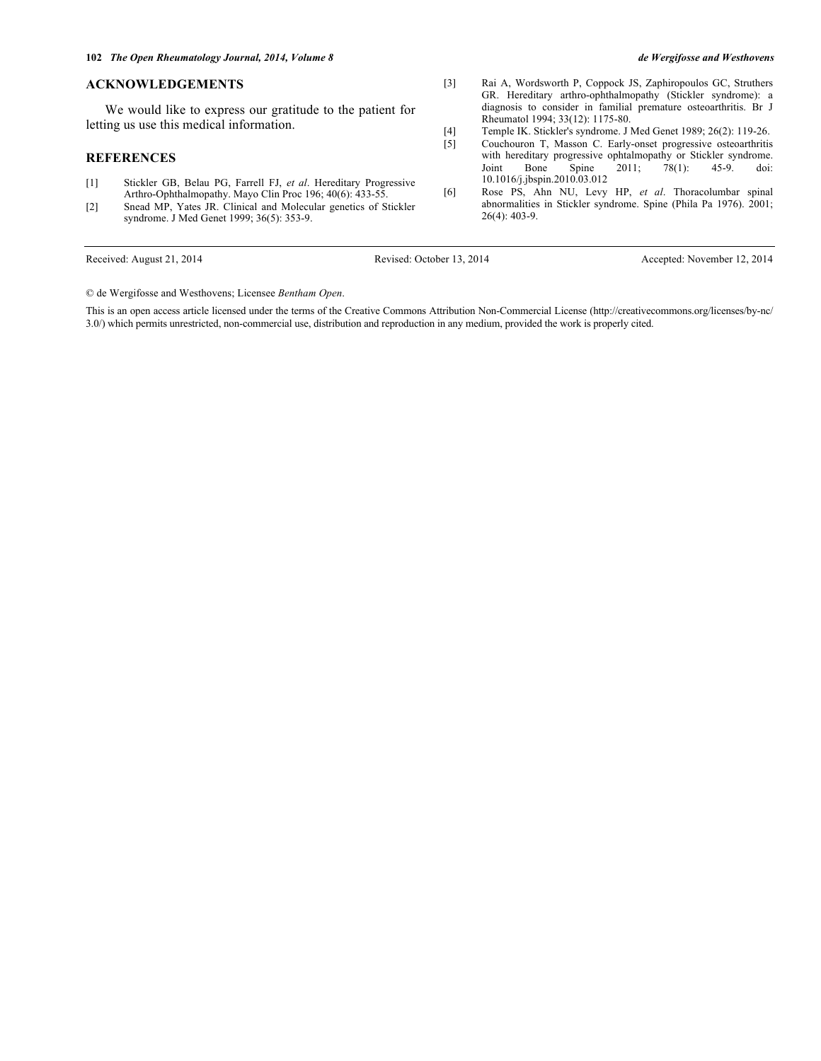## ACKNOWLEDGEMENTS

We would like to express our gratitude to the patient for letting us use this medical information.

## REFERENCES

[1] Stickler GB, Belau PG, Farrell FJ, *et al*. Hereditary Progressive Arthro-Ophthalmopathy. Mayo Clin Proc 196; 40(6): 433-55.

[2] Snead MP, Yates JR. Clinical and Molecular genetics of Stickler syndrome. J Med Genet 1999; 36(5): 353-9.

[3] Rai A, Wordsworth P, Coppock JS, Zaphiropoulos GC, Struthers GR. Hereditary arthro-ophthalmopathy (Stickler syndrome): a diagnosis to consider in familial premature osteoarthritis. Br J Rheumatol 1994; 33(12): 1175-80.

[4] Temple IK. Stickler's syndrome. J Med Genet 1989; 26(2): 119-26.

[5] Couchouron T, Masson C. Early-onset progressive osteoarthritis with hereditary progressive ophtalmopathy or Stickler syndrome. Joint Bone Spine 2011; 78(1): 45-9. doi: 10.1016/j.jbspin.2010.03.012

[6] Rose PS, Ahn NU, Levy HP, *et al*. Thoracolumbar spinal abnormalities in Stickler syndrome. Spine (Phila Pa 1976). 2001; 26(4): 403-9.

Received: August 21, 2014 Revised: October 13, 2014 Accepted: November 12, 2014

© de Wergifosse and Westhovens; Licensee *Bentham Open*.

This is an open access article licensed under the terms of the Creative Commons Attribution Non-Commercial License (http://creativecommons.org/licenses/by-nc/3.0/) which permits unrestricted, non-commercial use, distribution and reproduction in any medium, provided the work is properly cited.